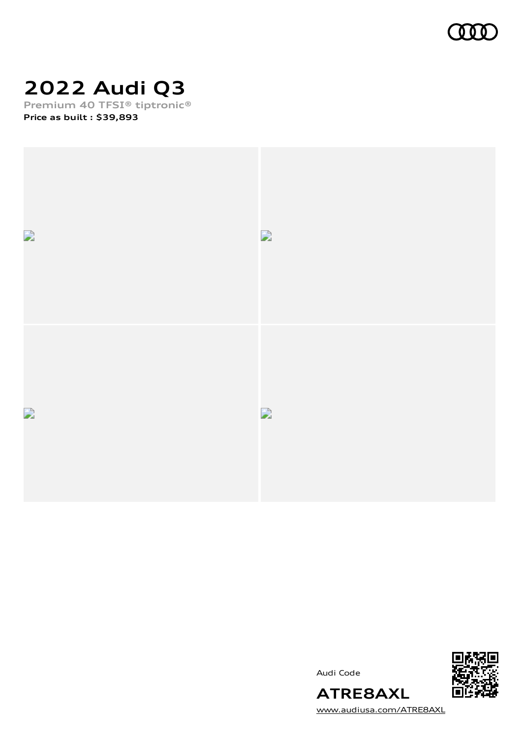# 2022 Audi Q3

**Premium 40 TFSI® tiptronic®**

**Price as built : $39,893**

Audi Code

**ATRE8AXL**

www.audiusa.com/ATRE8AXL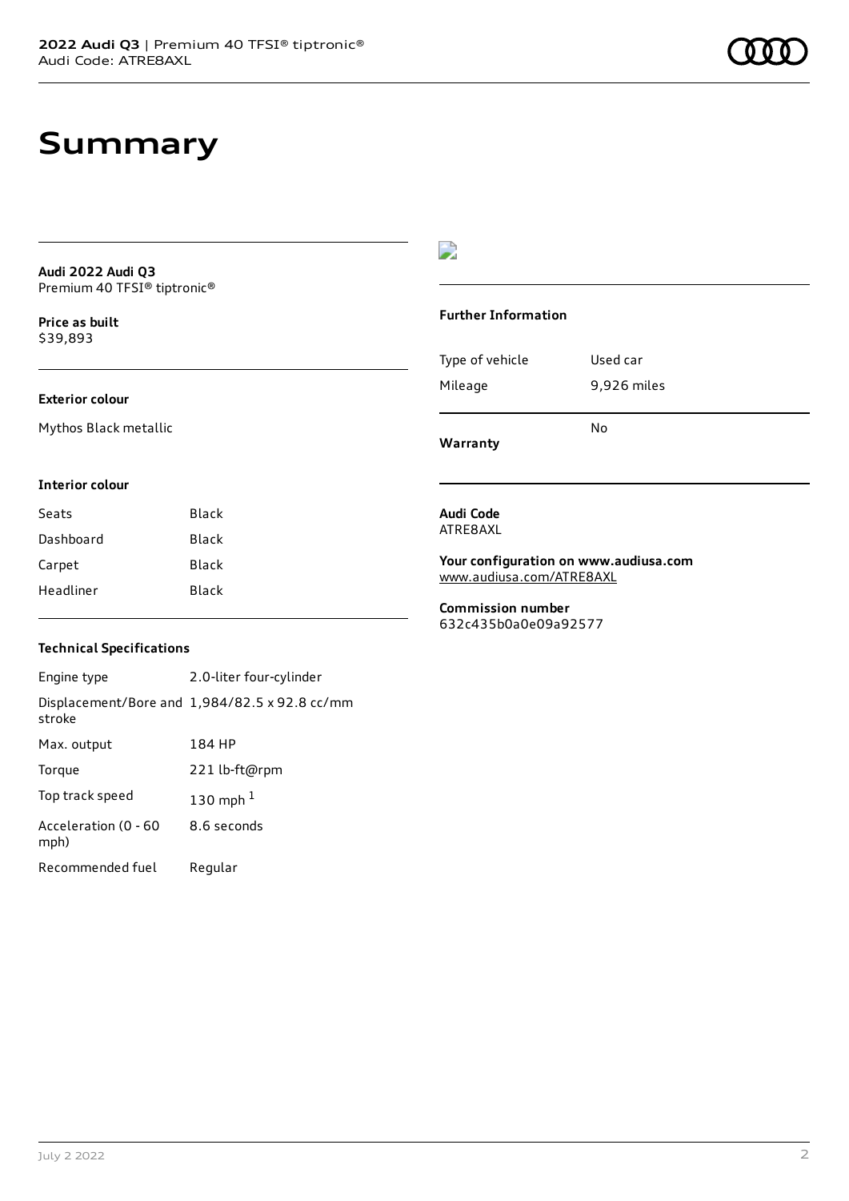# Summary

**Audi 2022 Audi Q3**
Premium 40 TFSI® tiptronic®

**Price as built**
$39,893

### Exterior colour

Mythos Black metallic

### Interior colour

| Seats | Black |
|---|---|
| Dashboard | Black |
| Carpet | Black |
| Headliner | Black |

### Technical Specifications

| Engine type | 2.0-liter four-cylinder |
|---|---|
| Displacement/Bore and stroke | 1,984/82.5 x 92.8 cc/mm |
| Max. output | 184 HP |
| Torque | 221 lb-ft@rpm |
| Top track speed | 130 mph [1] |
| Acceleration (0 - 60 mph) | 8.6 seconds |
| Recommended fuel | Regular |

### Further Information

| Type of vehicle | Used car |
|---|---|
| Mileage | 9,926 miles |
| **Warranty** | No |

**Audi Code**
ATRE8AXL

**Your configuration on www.audiusa.com**
www.audiusa.com/ATRE8AXL

**Commission number**
632c435b0a0e09a92577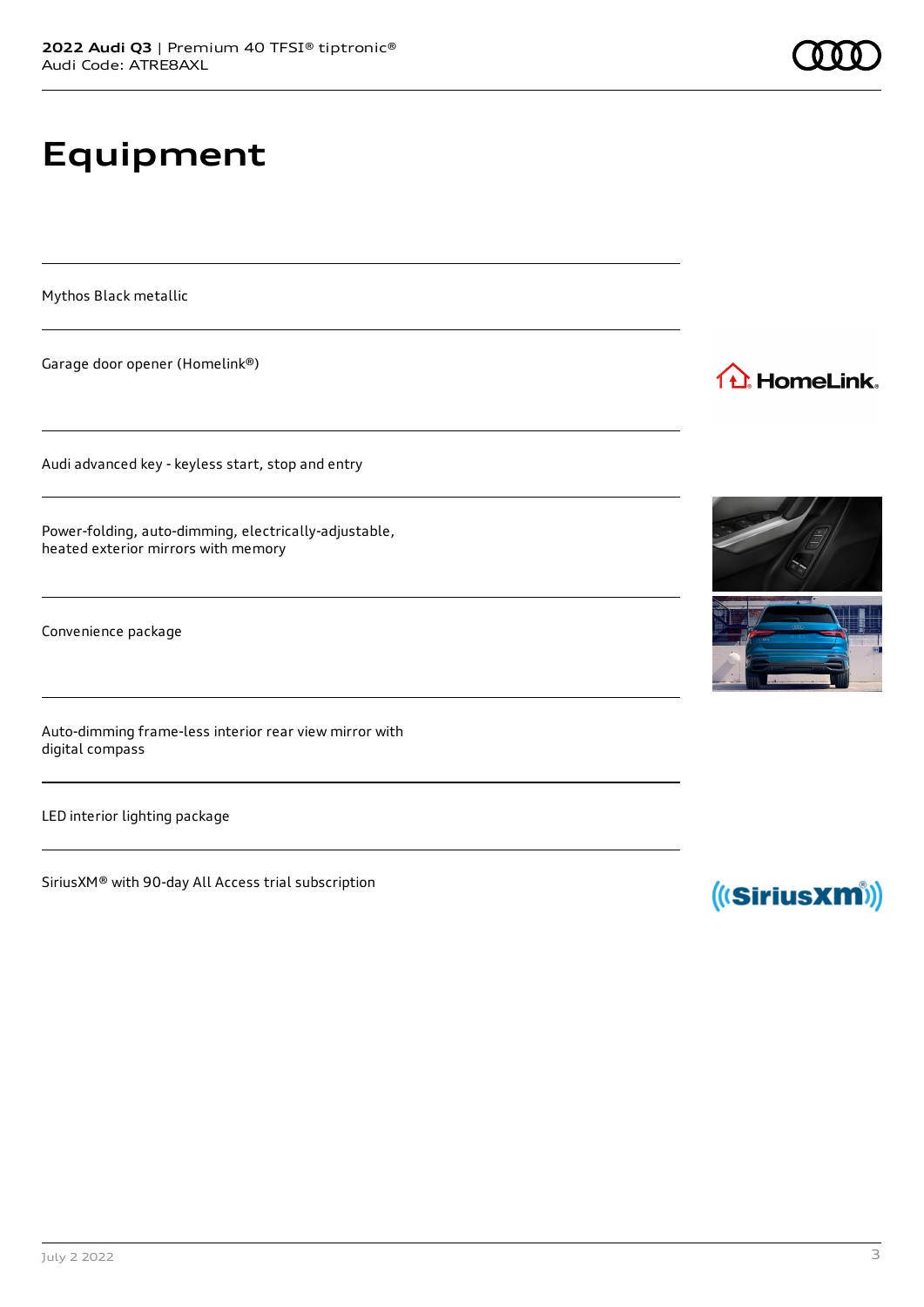# Equipment

Mythos Black metallic

Garage door opener (Homelink®)

Audi advanced key - keyless start, stop and entry

Power-folding, auto-dimming, electrically-adjustable, heated exterior mirrors with memory

Convenience package

Auto-dimming frame-less interior rear view mirror with digital compass

LED interior lighting package

SiriusXM® with 90-day All Access trial subscription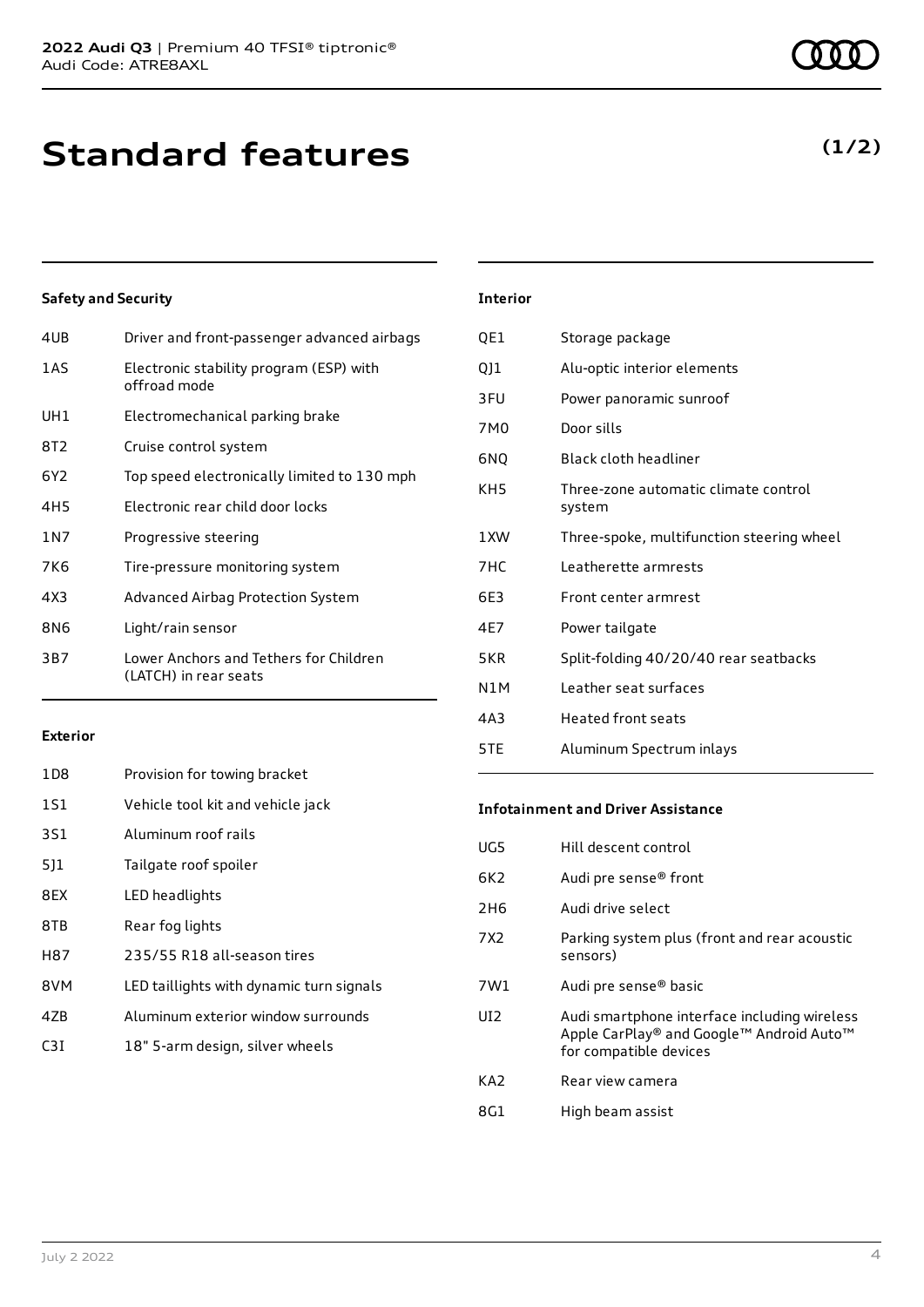# Standard features

**(1/2)**

### Safety and Security

| | |
|---|---|
| 4UB | Driver and front-passenger advanced airbags |
| 1AS | Electronic stability program (ESP) with offroad mode |
| UH1 | Electromechanical parking brake |
| 8T2 | Cruise control system |
| 6Y2 | Top speed electronically limited to 130 mph |
| 4H5 | Electronic rear child door locks |
| 1N7 | Progressive steering |
| 7K6 | Tire-pressure monitoring system |
| 4X3 | Advanced Airbag Protection System |
| 8N6 | Light/rain sensor |
| 3B7 | Lower Anchors and Tethers for Children (LATCH) in rear seats |

### Exterior

| | |
|---|---|
| 1D8 | Provision for towing bracket |
| 1S1 | Vehicle tool kit and vehicle jack |
| 3S1 | Aluminum roof rails |
| 5J1 | Tailgate roof spoiler |
| 8EX | LED headlights |
| 8TB | Rear fog lights |
| H87 | 235/55 R18 all-season tires |
| 8VM | LED taillights with dynamic turn signals |
| 4ZB | Aluminum exterior window surrounds |
| C3I | 18" 5-arm design, silver wheels |

### Interior

| | |
|---|---|
| QE1 | Storage package |
| QJ1 | Alu-optic interior elements |
| 3FU | Power panoramic sunroof |
| 7M0 | Door sills |
| 6NQ | Black cloth headliner |
| KH5 | Three-zone automatic climate control system |
| 1XW | Three-spoke, multifunction steering wheel |
| 7HC | Leatherette armrests |
| 6E3 | Front center armrest |
| 4E7 | Power tailgate |
| 5KR | Split-folding 40/20/40 rear seatbacks |
| N1M | Leather seat surfaces |
| 4A3 | Heated front seats |
| 5TE | Aluminum Spectrum inlays |

### Infotainment and Driver Assistance

| | |
|---|---|
| UG5 | Hill descent control |
| 6K2 | Audi pre sense® front |
| 2H6 | Audi drive select |
| 7X2 | Parking system plus (front and rear acoustic sensors) |
| 7W1 | Audi pre sense® basic |
| UI2 | Audi smartphone interface including wireless Apple CarPlay® and Google™ Android Auto™ for compatible devices |
| KA2 | Rear view camera |
| 8G1 | High beam assist |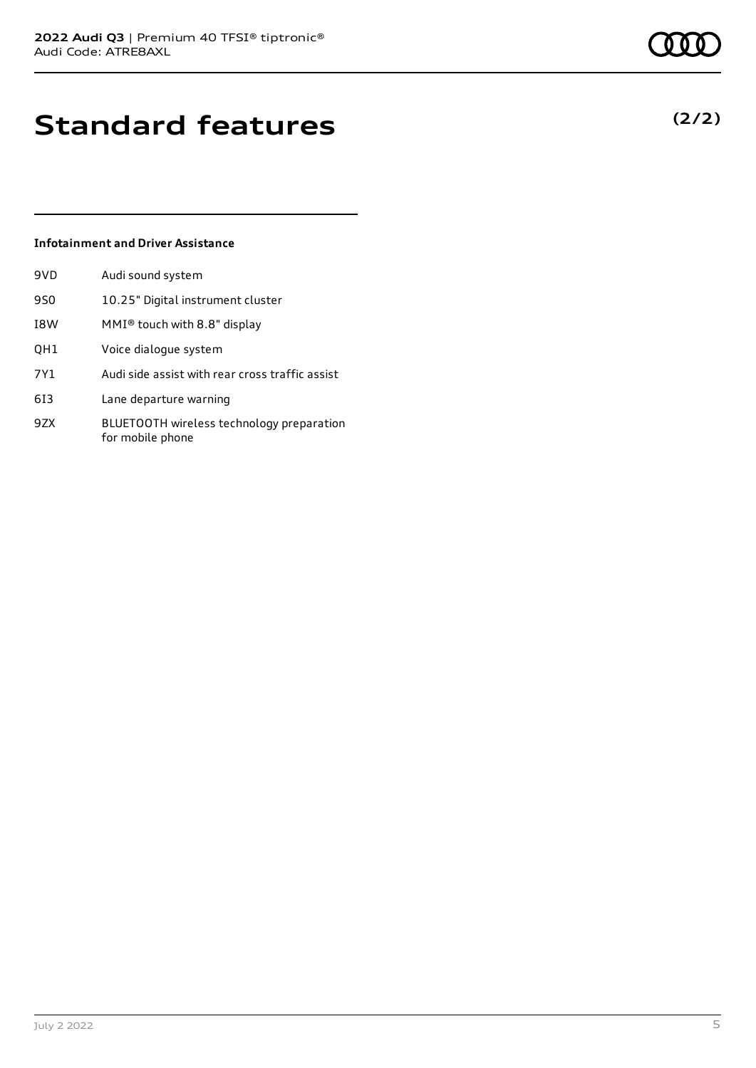# Standard features

**(2/2)**

### Infotainment and Driver Assistance

| | |
|---|---|
| 9VD | Audi sound system |
| 9S0 | 10.25" Digital instrument cluster |
| I8W | MMI® touch with 8.8" display |
| QH1 | Voice dialogue system |
| 7Y1 | Audi side assist with rear cross traffic assist |
| 6I3 | Lane departure warning |
| 9ZX | BLUETOOTH wireless technology preparation for mobile phone |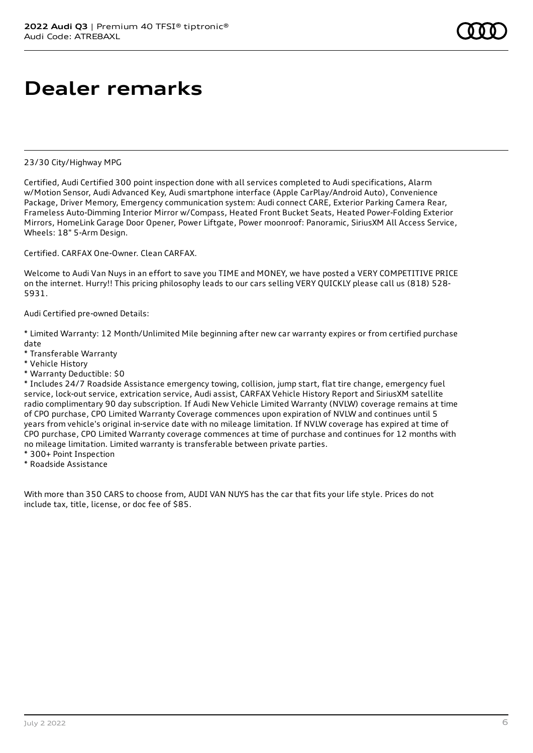# Dealer remarks

23/30 City/Highway MPG

Certified, Audi Certified 300 point inspection done with all services completed to Audi specifications, Alarm w/Motion Sensor, Audi Advanced Key, Audi smartphone interface (Apple CarPlay/Android Auto), Convenience Package, Driver Memory, Emergency communication system: Audi connect CARE, Exterior Parking Camera Rear, Frameless Auto-Dimming Interior Mirror w/Compass, Heated Front Bucket Seats, Heated Power-Folding Exterior Mirrors, HomeLink Garage Door Opener, Power Liftgate, Power moonroof: Panoramic, SiriusXM All Access Service, Wheels: 18" 5-Arm Design.

Certified. CARFAX One-Owner. Clean CARFAX.

Welcome to Audi Van Nuys in an effort to save you TIME and MONEY, we have posted a VERY COMPETITIVE PRICE on the internet. Hurry!! This pricing philosophy leads to our cars selling VERY QUICKLY please call us (818) 528-5931.

Audi Certified pre-owned Details:

* Limited Warranty: 12 Month/Unlimited Mile beginning after new car warranty expires or from certified purchase date
* Transferable Warranty
* Vehicle History
* Warranty Deductible: $0
* Includes 24/7 Roadside Assistance emergency towing, collision, jump start, flat tire change, emergency fuel service, lock-out service, extrication service, Audi assist, CARFAX Vehicle History Report and SiriusXM satellite radio complimentary 90 day subscription. If Audi New Vehicle Limited Warranty (NVLW) coverage remains at time of CPO purchase, CPO Limited Warranty Coverage commences upon expiration of NVLW and continues until 5 years from vehicle's original in-service date with no mileage limitation. If NVLW coverage has expired at time of CPO purchase, CPO Limited Warranty coverage commences at time of purchase and continues for 12 months with no mileage limitation. Limited warranty is transferable between private parties.
* 300+ Point Inspection
* Roadside Assistance

With more than 350 CARS to choose from, AUDI VAN NUYS has the car that fits your life style. Prices do not include tax, title, license, or doc fee of $85.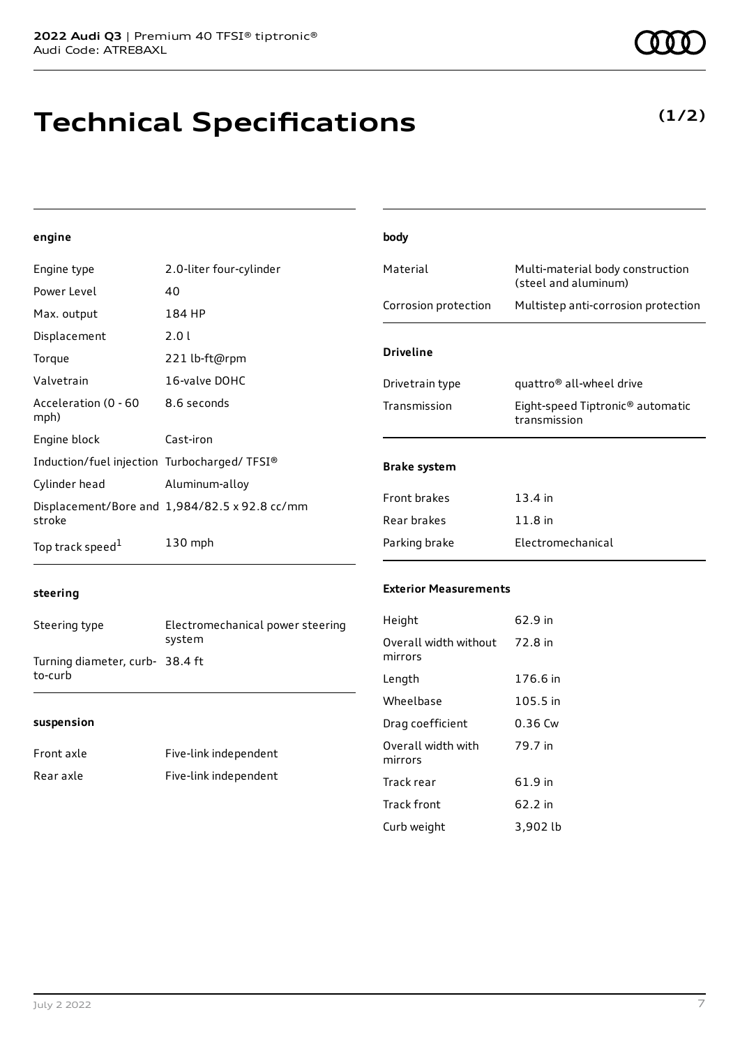# Technical Specifications

**(1/2)**

### engine

| | |
|---|---|
| Engine type | 2.0-liter four-cylinder |
| Power Level | 40 |
| Max. output | 184 HP |
| Displacement | 2.0 l |
| Torque | 221 lb-ft@rpm |
| Valvetrain | 16-valve DOHC |
| Acceleration (0 - 60 mph) | 8.6 seconds |
| Engine block | Cast-iron |
| Induction/fuel injection | Turbocharged/ TFSI® |
| Cylinder head | Aluminum-alloy |
| Displacement/Bore and stroke | 1,984/82.5 x 92.8 cc/mm |
| Top track speed[1] | 130 mph |

### steering

| | |
|---|---|
| Steering type | Electromechanical power steering system |
| Turning diameter, curb-to-curb | 38.4 ft |

### suspension

| | |
|---|---|
| Front axle | Five-link independent |
| Rear axle | Five-link independent |

### body

| | |
|---|---|
| Material | Multi-material body construction (steel and aluminum) |
| Corrosion protection | Multistep anti-corrosion protection |

### Driveline

| | |
|---|---|
| Drivetrain type | quattro® all-wheel drive |
| Transmission | Eight-speed Tiptronic® automatic transmission |

### Brake system

| | |
|---|---|
| Front brakes | 13.4 in |
| Rear brakes | 11.8 in |
| Parking brake | Electromechanical |

### Exterior Measurements

| | |
|---|---|
| Height | 62.9 in |
| Overall width without mirrors | 72.8 in |
| Length | 176.6 in |
| Wheelbase | 105.5 in |
| Drag coefficient | 0.36 Cw |
| Overall width with mirrors | 79.7 in |
| Track rear | 61.9 in |
| Track front | 62.2 in |
| Curb weight | 3,902 lb |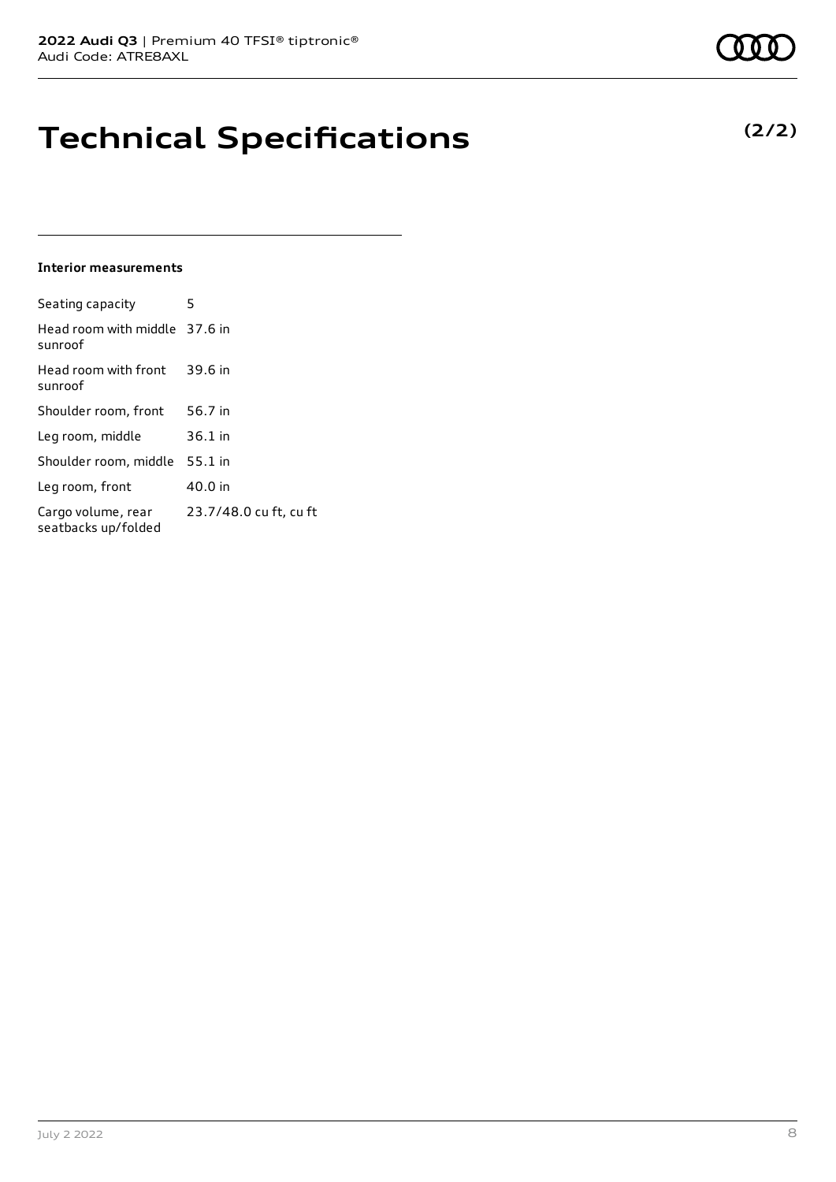# Technical Specifications

**(2/2)**

### Interior measurements

| | |
|---|---|
| Seating capacity | 5 |
| Head room with middle sunroof | 37.6 in |
| Head room with front sunroof | 39.6 in |
| Shoulder room, front | 56.7 in |
| Leg room, middle | 36.1 in |
| Shoulder room, middle | 55.1 in |
| Leg room, front | 40.0 in |
| Cargo volume, rear seatbacks up/folded | 23.7/48.0 cu ft, cu ft |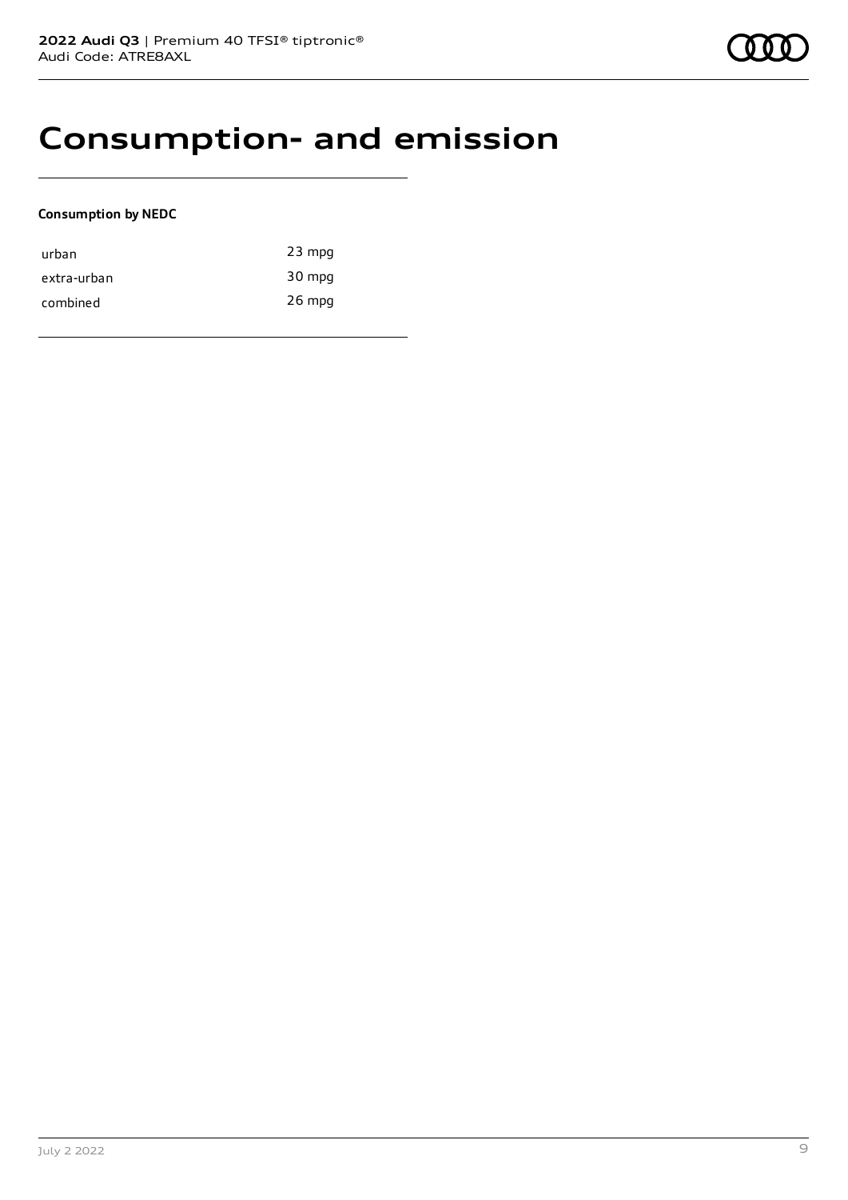# Consumption- and emission

**Consumption by NEDC**

| | |
|---|---|
| urban | 23 mpg |
| extra-urban | 30 mpg |
| combined | 26 mpg |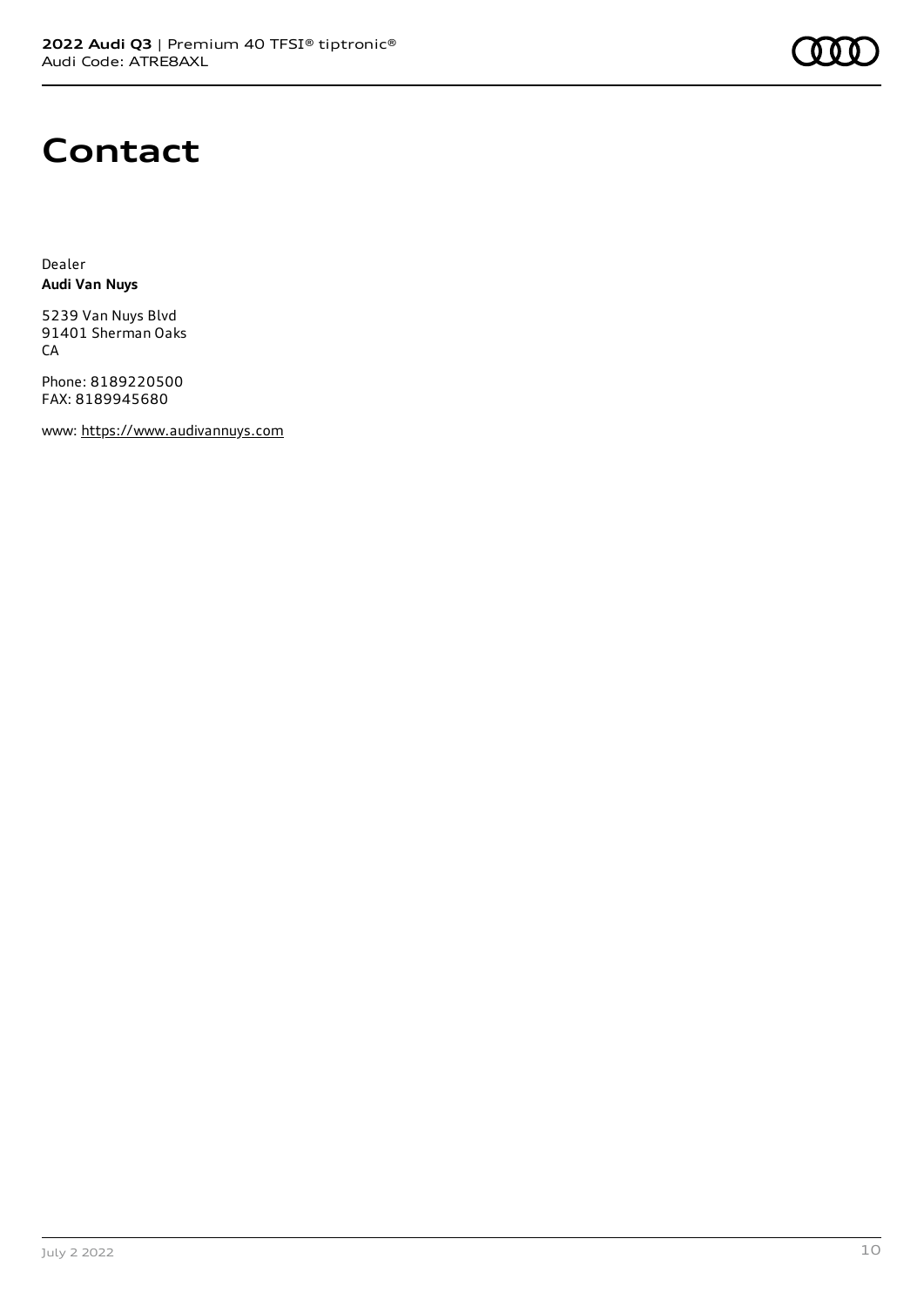# Contact

Dealer
**Audi Van Nuys**

5239 Van Nuys Blvd
91401 Sherman Oaks
CA

Phone: 8189220500
FAX: 8189945680

www: https://www.audivannuys.com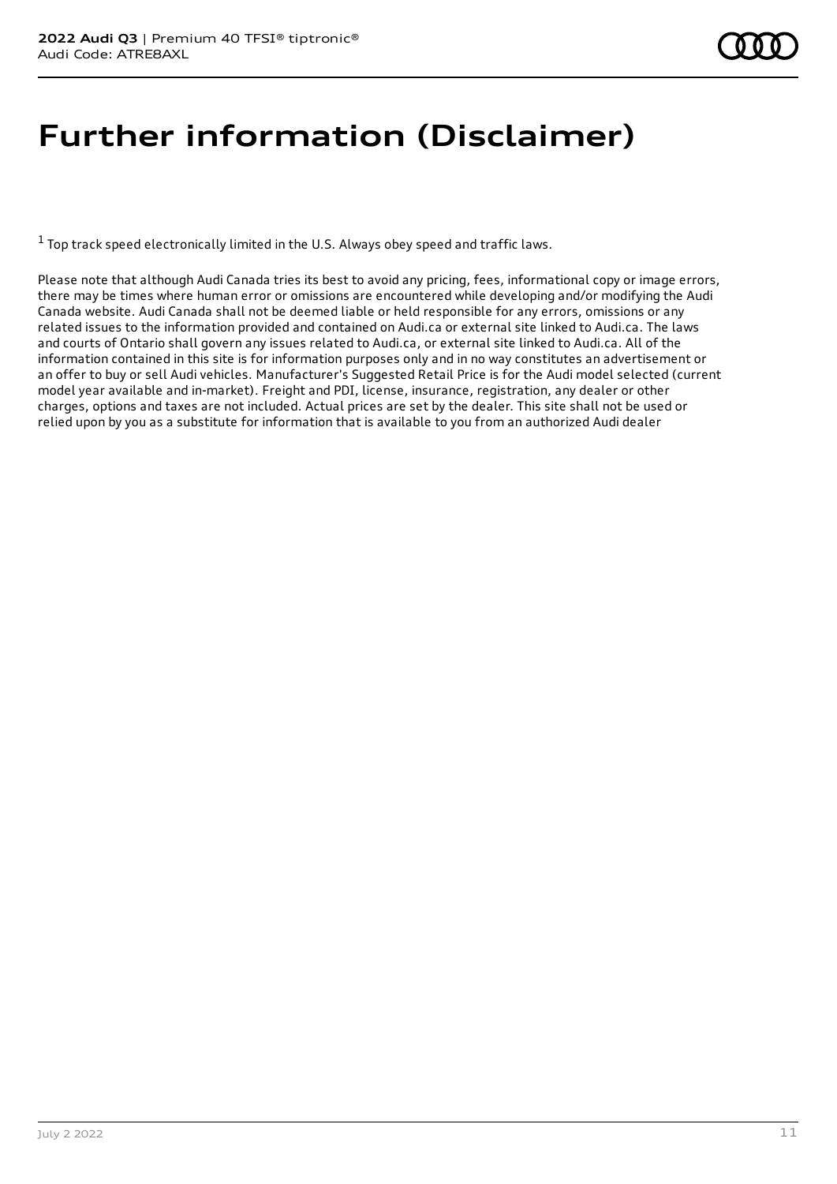# Further information (Disclaimer)

[1] Top track speed electronically limited in the U.S. Always obey speed and traffic laws.

Please note that although Audi Canada tries its best to avoid any pricing, fees, informational copy or image errors, there may be times where human error or omissions are encountered while developing and/or modifying the Audi Canada website. Audi Canada shall not be deemed liable or held responsible for any errors, omissions or any related issues to the information provided and contained on Audi.ca or external site linked to Audi.ca. The laws and courts of Ontario shall govern any issues related to Audi.ca, or external site linked to Audi.ca. All of the information contained in this site is for information purposes only and in no way constitutes an advertisement or an offer to buy or sell Audi vehicles. Manufacturer's Suggested Retail Price is for the Audi model selected (current model year available and in-market). Freight and PDI, license, insurance, registration, any dealer or other charges, options and taxes are not included. Actual prices are set by the dealer. This site shall not be used or relied upon by you as a substitute for information that is available to you from an authorized Audi dealer